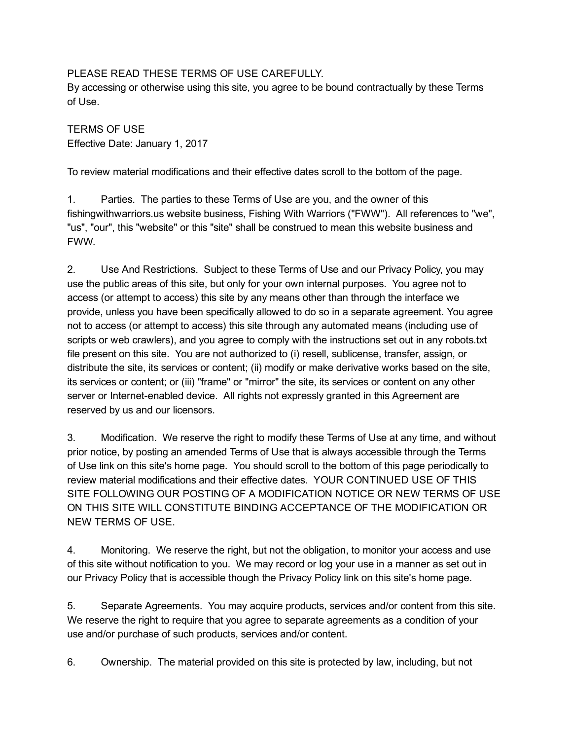PLEASE READ THESE TERMS OF USE CAREFULLY.
By accessing or otherwise using this site, you agree to be bound contractually by these Terms of Use.

TERMS OF USE
Effective Date: January 1, 2017

To review material modifications and their effective dates scroll to the bottom of the page.

1. Parties. The parties to these Terms of Use are you, and the owner of this fishingwithwarriors.us website business, Fishing With Warriors ("FWW"). All references to "we", "us", "our", this "website" or this "site" shall be construed to mean this website business and FWW.

2. Use And Restrictions. Subject to these Terms of Use and our Privacy Policy, you may use the public areas of this site, but only for your own internal purposes. You agree not to access (or attempt to access) this site by any means other than through the interface we provide, unless you have been specifically allowed to do so in a separate agreement. You agree not to access (or attempt to access) this site through any automated means (including use of scripts or web crawlers), and you agree to comply with the instructions set out in any robots.txt file present on this site. You are not authorized to (i) resell, sublicense, transfer, assign, or distribute the site, its services or content; (ii) modify or make derivative works based on the site, its services or content; or (iii) "frame" or "mirror" the site, its services or content on any other server or Internet-enabled device. All rights not expressly granted in this Agreement are reserved by us and our licensors.

3. Modification. We reserve the right to modify these Terms of Use at any time, and without prior notice, by posting an amended Terms of Use that is always accessible through the Terms of Use link on this site's home page. You should scroll to the bottom of this page periodically to review material modifications and their effective dates. YOUR CONTINUED USE OF THIS SITE FOLLOWING OUR POSTING OF A MODIFICATION NOTICE OR NEW TERMS OF USE ON THIS SITE WILL CONSTITUTE BINDING ACCEPTANCE OF THE MODIFICATION OR NEW TERMS OF USE.

4. Monitoring. We reserve the right, but not the obligation, to monitor your access and use of this site without notification to you. We may record or log your use in a manner as set out in our Privacy Policy that is accessible though the Privacy Policy link on this site's home page.

5. Separate Agreements. You may acquire products, services and/or content from this site. We reserve the right to require that you agree to separate agreements as a condition of your use and/or purchase of such products, services and/or content.

6. Ownership. The material provided on this site is protected by law, including, but not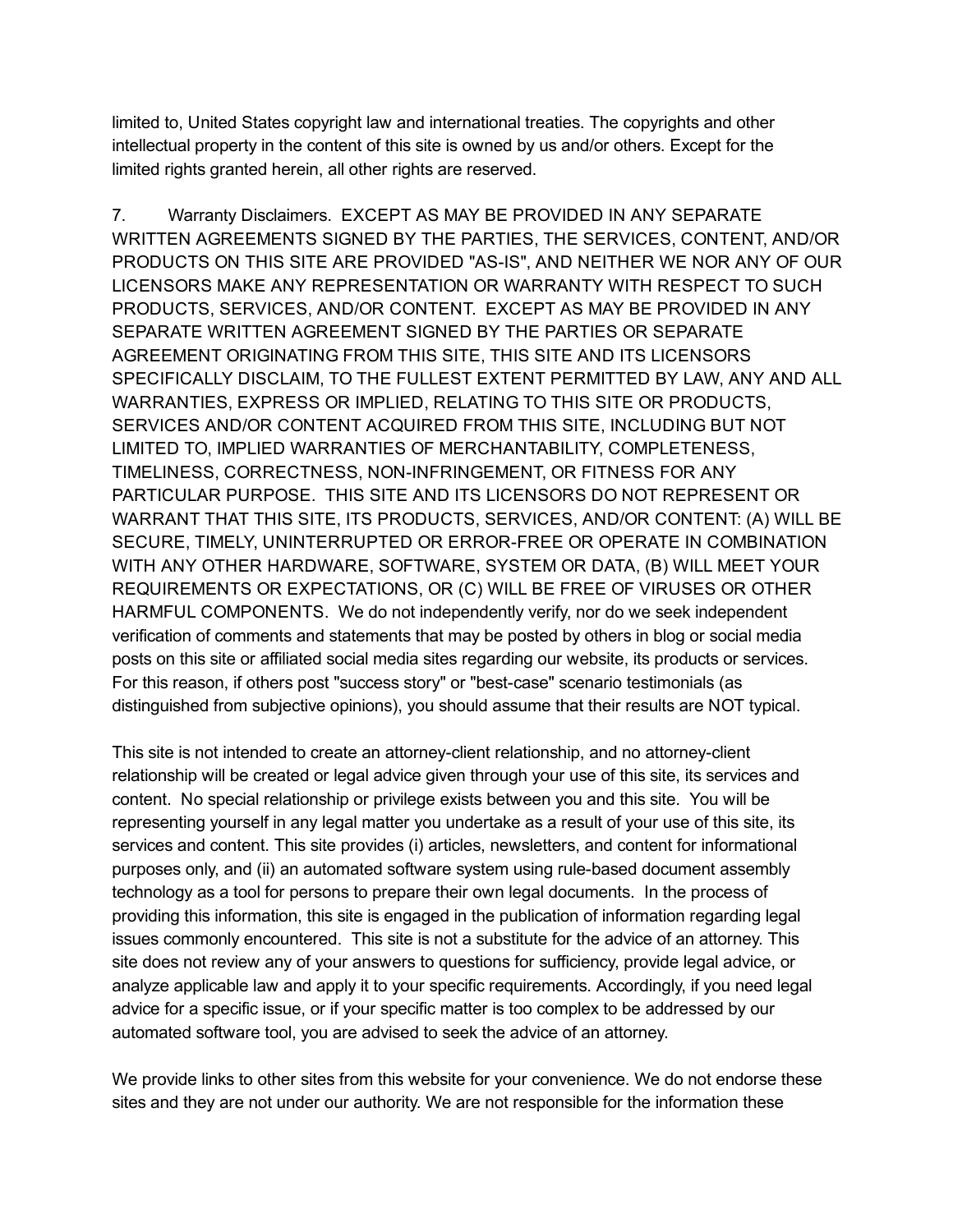limited to, United States copyright law and international treaties. The copyrights and other intellectual property in the content of this site is owned by us and/or others. Except for the limited rights granted herein, all other rights are reserved.

7. Warranty Disclaimers. EXCEPT AS MAY BE PROVIDED IN ANY SEPARATE WRITTEN AGREEMENTS SIGNED BY THE PARTIES, THE SERVICES, CONTENT, AND/OR PRODUCTS ON THIS SITE ARE PROVIDED "AS-IS", AND NEITHER WE NOR ANY OF OUR LICENSORS MAKE ANY REPRESENTATION OR WARRANTY WITH RESPECT TO SUCH PRODUCTS, SERVICES, AND/OR CONTENT. EXCEPT AS MAY BE PROVIDED IN ANY SEPARATE WRITTEN AGREEMENT SIGNED BY THE PARTIES OR SEPARATE AGREEMENT ORIGINATING FROM THIS SITE, THIS SITE AND ITS LICENSORS SPECIFICALLY DISCLAIM, TO THE FULLEST EXTENT PERMITTED BY LAW, ANY AND ALL WARRANTIES, EXPRESS OR IMPLIED, RELATING TO THIS SITE OR PRODUCTS, SERVICES AND/OR CONTENT ACQUIRED FROM THIS SITE, INCLUDING BUT NOT LIMITED TO, IMPLIED WARRANTIES OF MERCHANTABILITY, COMPLETENESS, TIMELINESS, CORRECTNESS, NON-INFRINGEMENT, OR FITNESS FOR ANY PARTICULAR PURPOSE. THIS SITE AND ITS LICENSORS DO NOT REPRESENT OR WARRANT THAT THIS SITE, ITS PRODUCTS, SERVICES, AND/OR CONTENT: (A) WILL BE SECURE, TIMELY, UNINTERRUPTED OR ERROR-FREE OR OPERATE IN COMBINATION WITH ANY OTHER HARDWARE, SOFTWARE, SYSTEM OR DATA, (B) WILL MEET YOUR REQUIREMENTS OR EXPECTATIONS, OR (C) WILL BE FREE OF VIRUSES OR OTHER HARMFUL COMPONENTS. We do not independently verify, nor do we seek independent verification of comments and statements that may be posted by others in blog or social media posts on this site or affiliated social media sites regarding our website, its products or services. For this reason, if others post "success story" or "best-case" scenario testimonials (as distinguished from subjective opinions), you should assume that their results are NOT typical.

This site is not intended to create an attorney-client relationship, and no attorney-client relationship will be created or legal advice given through your use of this site, its services and content. No special relationship or privilege exists between you and this site. You will be representing yourself in any legal matter you undertake as a result of your use of this site, its services and content. This site provides (i) articles, newsletters, and content for informational purposes only, and (ii) an automated software system using rule-based document assembly technology as a tool for persons to prepare their own legal documents. In the process of providing this information, this site is engaged in the publication of information regarding legal issues commonly encountered. This site is not a substitute for the advice of an attorney. This site does not review any of your answers to questions for sufficiency, provide legal advice, or analyze applicable law and apply it to your specific requirements. Accordingly, if you need legal advice for a specific issue, or if your specific matter is too complex to be addressed by our automated software tool, you are advised to seek the advice of an attorney.

We provide links to other sites from this website for your convenience. We do not endorse these sites and they are not under our authority. We are not responsible for the information these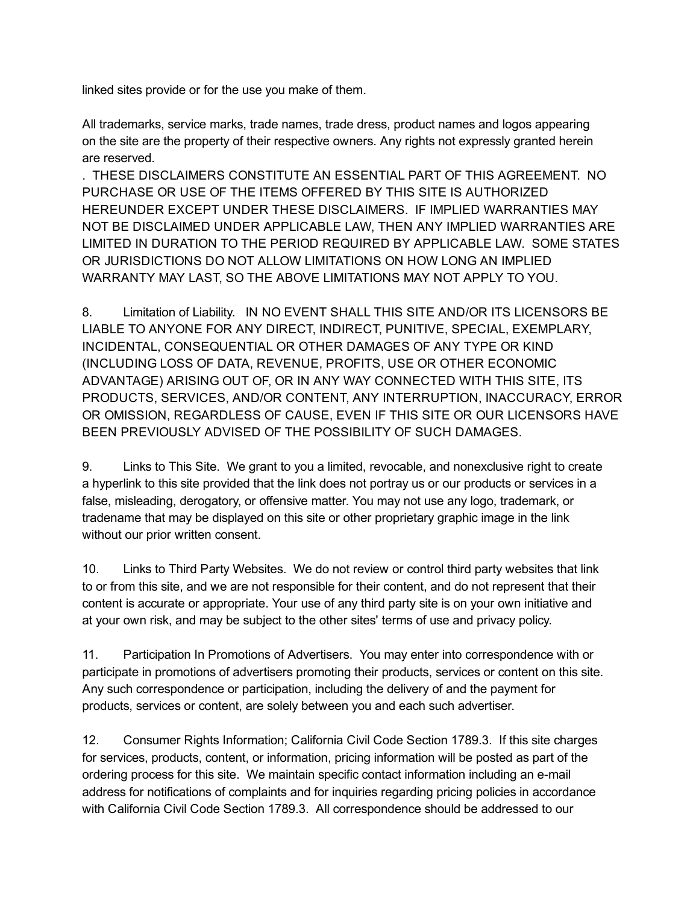linked sites provide or for the use you make of them.

All trademarks, service marks, trade names, trade dress, product names and logos appearing on the site are the property of their respective owners. Any rights not expressly granted herein are reserved.

. THESE DISCLAIMERS CONSTITUTE AN ESSENTIAL PART OF THIS AGREEMENT. NO PURCHASE OR USE OF THE ITEMS OFFERED BY THIS SITE IS AUTHORIZED HEREUNDER EXCEPT UNDER THESE DISCLAIMERS. IF IMPLIED WARRANTIES MAY NOT BE DISCLAIMED UNDER APPLICABLE LAW, THEN ANY IMPLIED WARRANTIES ARE LIMITED IN DURATION TO THE PERIOD REQUIRED BY APPLICABLE LAW. SOME STATES OR JURISDICTIONS DO NOT ALLOW LIMITATIONS ON HOW LONG AN IMPLIED WARRANTY MAY LAST, SO THE ABOVE LIMITATIONS MAY NOT APPLY TO YOU.

8. Limitation of Liability. IN NO EVENT SHALL THIS SITE AND/OR ITS LICENSORS BE LIABLE TO ANYONE FOR ANY DIRECT, INDIRECT, PUNITIVE, SPECIAL, EXEMPLARY, INCIDENTAL, CONSEQUENTIAL OR OTHER DAMAGES OF ANY TYPE OR KIND (INCLUDING LOSS OF DATA, REVENUE, PROFITS, USE OR OTHER ECONOMIC ADVANTAGE) ARISING OUT OF, OR IN ANY WAY CONNECTED WITH THIS SITE, ITS PRODUCTS, SERVICES, AND/OR CONTENT, ANY INTERRUPTION, INACCURACY, ERROR OR OMISSION, REGARDLESS OF CAUSE, EVEN IF THIS SITE OR OUR LICENSORS HAVE BEEN PREVIOUSLY ADVISED OF THE POSSIBILITY OF SUCH DAMAGES.

9. Links to This Site. We grant to you a limited, revocable, and nonexclusive right to create a hyperlink to this site provided that the link does not portray us or our products or services in a false, misleading, derogatory, or offensive matter. You may not use any logo, trademark, or tradename that may be displayed on this site or other proprietary graphic image in the link without our prior written consent.

10. Links to Third Party Websites. We do not review or control third party websites that link to or from this site, and we are not responsible for their content, and do not represent that their content is accurate or appropriate. Your use of any third party site is on your own initiative and at your own risk, and may be subject to the other sites' terms of use and privacy policy.

11. Participation In Promotions of Advertisers. You may enter into correspondence with or participate in promotions of advertisers promoting their products, services or content on this site. Any such correspondence or participation, including the delivery of and the payment for products, services or content, are solely between you and each such advertiser.

12. Consumer Rights Information; California Civil Code Section 1789.3. If this site charges for services, products, content, or information, pricing information will be posted as part of the ordering process for this site. We maintain specific contact information including an e-mail address for notifications of complaints and for inquiries regarding pricing policies in accordance with California Civil Code Section 1789.3. All correspondence should be addressed to our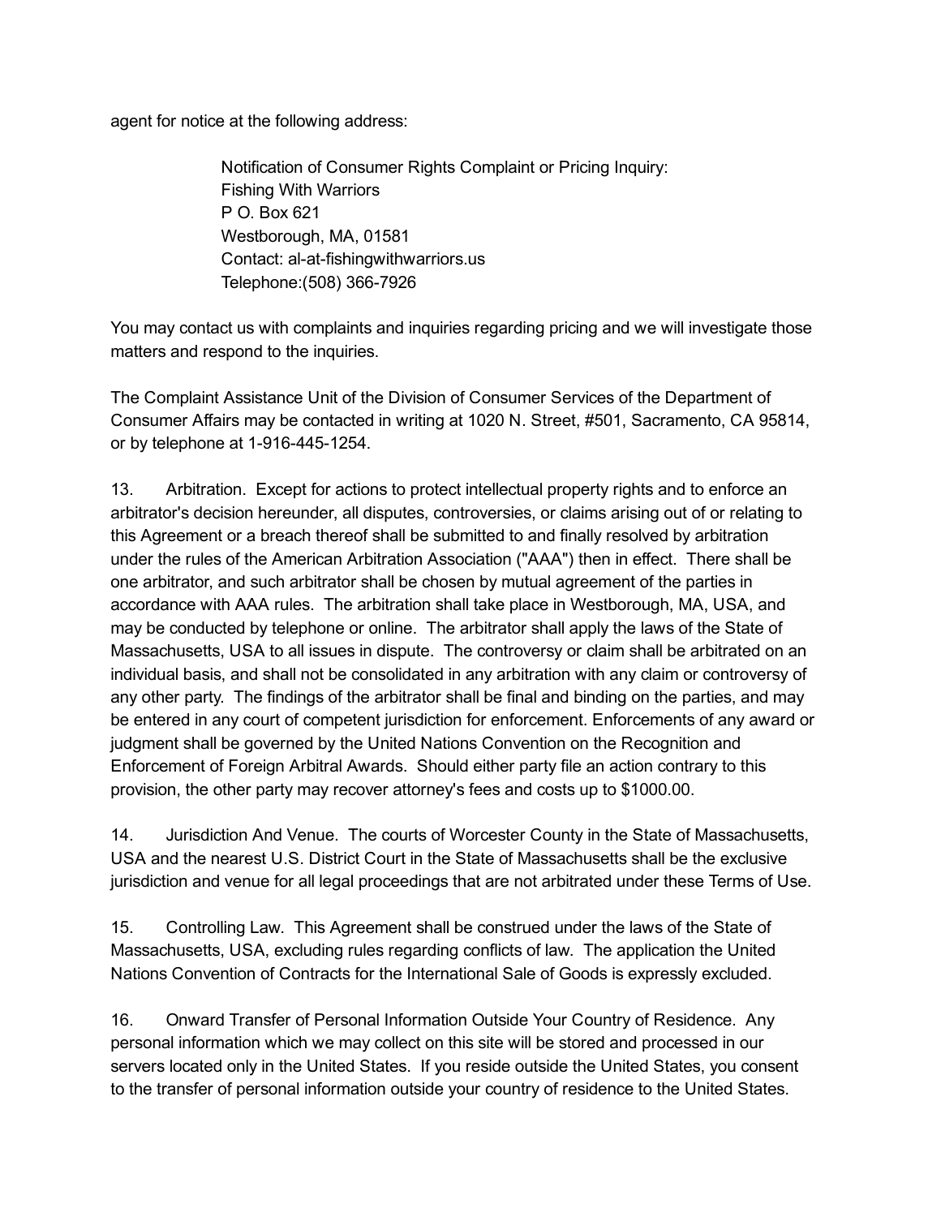agent for notice at the following address:

> Notification of Consumer Rights Complaint or Pricing Inquiry:
> Fishing With Warriors
> P O. Box 621
> Westborough, MA, 01581
> Contact: al-at-fishingwithwarriors.us
> Telephone:(508) 366-7926

You may contact us with complaints and inquiries regarding pricing and we will investigate those matters and respond to the inquiries.

The Complaint Assistance Unit of the Division of Consumer Services of the Department of Consumer Affairs may be contacted in writing at 1020 N. Street, #501, Sacramento, CA 95814, or by telephone at 1-916-445-1254.

13. Arbitration. Except for actions to protect intellectual property rights and to enforce an arbitrator's decision hereunder, all disputes, controversies, or claims arising out of or relating to this Agreement or a breach thereof shall be submitted to and finally resolved by arbitration under the rules of the American Arbitration Association ("AAA") then in effect. There shall be one arbitrator, and such arbitrator shall be chosen by mutual agreement of the parties in accordance with AAA rules. The arbitration shall take place in Westborough, MA, USA, and may be conducted by telephone or online. The arbitrator shall apply the laws of the State of Massachusetts, USA to all issues in dispute. The controversy or claim shall be arbitrated on an individual basis, and shall not be consolidated in any arbitration with any claim or controversy of any other party. The findings of the arbitrator shall be final and binding on the parties, and may be entered in any court of competent jurisdiction for enforcement. Enforcements of any award or judgment shall be governed by the United Nations Convention on the Recognition and Enforcement of Foreign Arbitral Awards. Should either party file an action contrary to this provision, the other party may recover attorney's fees and costs up to $1000.00.

14. Jurisdiction And Venue. The courts of Worcester County in the State of Massachusetts, USA and the nearest U.S. District Court in the State of Massachusetts shall be the exclusive jurisdiction and venue for all legal proceedings that are not arbitrated under these Terms of Use.

15. Controlling Law. This Agreement shall be construed under the laws of the State of Massachusetts, USA, excluding rules regarding conflicts of law. The application the United Nations Convention of Contracts for the International Sale of Goods is expressly excluded.

16. Onward Transfer of Personal Information Outside Your Country of Residence. Any personal information which we may collect on this site will be stored and processed in our servers located only in the United States. If you reside outside the United States, you consent to the transfer of personal information outside your country of residence to the United States.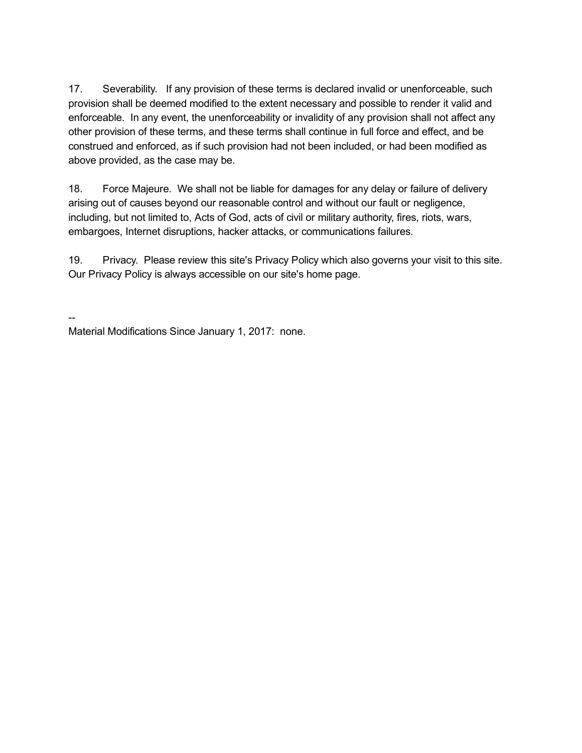17. Severability. If any provision of these terms is declared invalid or unenforceable, such provision shall be deemed modified to the extent necessary and possible to render it valid and enforceable. In any event, the unenforceability or invalidity of any provision shall not affect any other provision of these terms, and these terms shall continue in full force and effect, and be construed and enforced, as if such provision had not been included, or had been modified as above provided, as the case may be.

18. Force Majeure. We shall not be liable for damages for any delay or failure of delivery arising out of causes beyond our reasonable control and without our fault or negligence, including, but not limited to, Acts of God, acts of civil or military authority, fires, riots, wars, embargoes, Internet disruptions, hacker attacks, or communications failures.

19. Privacy. Please review this site's Privacy Policy which also governs your visit to this site. Our Privacy Policy is always accessible on our site's home page.

--
Material Modifications Since January 1, 2017: none.